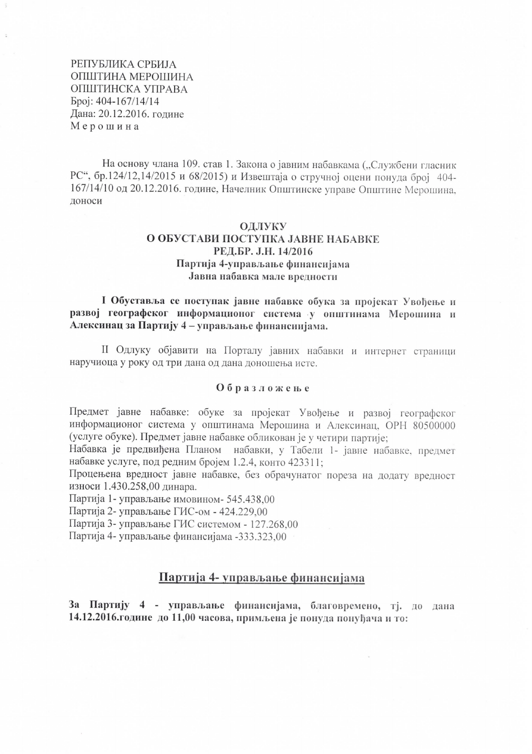РЕПУБЛИКА СРБИЈА
ОПШТИНА МЕРОШИНА
ОПШТИНСКА УПРАВА
Број: 404-167/14/14
Дана: 20.12.2016. године
Мерошина

На основу члана 109. став 1. Закона о јавним набавкама („Службени гласник РС“, бр.124/12,14/2015 и 68/2015) и Извештаја о стручној оцени понуда број 404-167/14/10 од 20.12.2016. године, Начелник Општинске управе Општине Мерошина, доноси

**ОДЛУКУ**
**О ОБУСТАВИ ПОСТУПКА ЈАВНЕ НАБАВКЕ**
**РЕД.БР. Ј.Н. 14/2016**
**Партија 4-управљање финансијама**
**Јавна набавка мале вредности**

**I Обуставља се поступак јавне набавке обука за пројекат Увођење и развој географског информационог система у општинама Мерошина и Алексинац за Партију 4 – управљање финансијама.**

II Одлуку објавити на Порталу јавних набавки и интернет страници наручиоца у року од три дана од дана доношења исте.

**Образложење**

Предмет јавне набавке: обуке за пројекат Увођење и развој географског информационог система у општинама Мерошина и Алексинац, ОРН 80500000 (услуге обуке). Предмет јавне набавке обликован је у четири партије;
Набавка је предвиђена Планом набавки, у Табели 1- јавне набавке, предмет набавке услуге, под редним бројем 1.2.4, конто 423311;
Процењена вредност јавне набавке, без обрачунатог пореза на додату вредност износи 1.430.258,00 динара.
Партија 1- управљање имовином- 545.438,00
Партија 2- управљање ГИС-ом - 424.229,00
Партија 3- управљање ГИС системом - 127.268,00
Партија 4- управљање финансијама -333.323,00

## Партија 4- управљање финансијама

**За Партију 4 - управљање финансијама, благовремено, тј. до дана 14.12.2016.године до 11,00 часова, примљена је понуда понуђача и то:**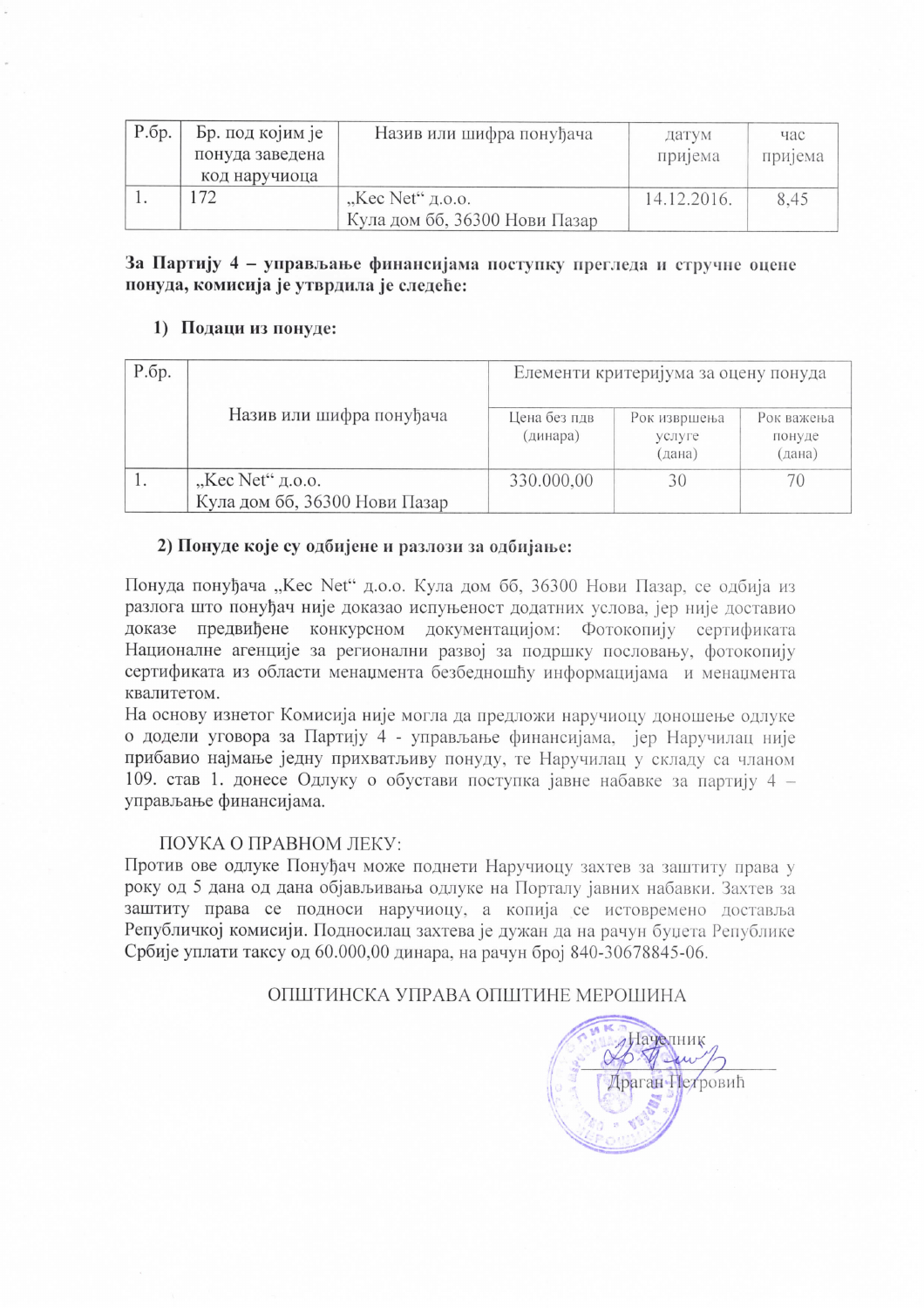| Р.бр. | Бр. под којим је понуда заведена код наручиоца | Назив или шифра понуђача | датум пријема | час пријема |
|---|---|---|---|---|
| 1. | 172 | „Кес Net“ д.о.о. Кула дом бб, 36300 Нови Пазар | 14.12.2016. | 8,45 |

**За Партију 4 – управљање финансијама поступку прегледа и стручне оцене понуда, комисија је утврдила је следеће:**

1) **Подаци из понуде:**

| Р.бр. | Назив или шифра понуђача | Елементи критеријума за оцену понуда | | |
|---|---|---|---|---|
| | | Цена без пдв (динара) | Рок извршења услуге (дана) | Рок важења понуде (дана) |
| 1. | „Кес Net“ д.о.о. Кула дом бб, 36300 Нови Пазар | 330.000,00 | 30 | 70 |

2) **Понуде које су одбијене и разлози за одбијање:**

Понуда понуђача „Кес Net“ д.о.о. Кула дом бб, 36300 Нови Пазар, се одбија из разлога што понуђач није доказао испуњеност додатних услова, јер није доставио доказе предвиђене конкурсном документацијом: Фотокопију сертификата Националне агенције за регионални развој за подршку пословању, фотокопију сертификата из области менаџмента безбедношћу информацијама и менаџмента квалитетом.

На основу изнетог Комисија није могла да предложи наручиоцу доношење одлуке о додели уговора за Партију 4 - управљање финансијама, јер Наручилац није прибавио најмање једну прихватљиву понуду, те Наручилац у складу са чланом 109. став 1. донесе Одлуку о обустави поступка јавне набавке за партију 4 – управљање финансијама.

ПОУКА О ПРАВНОМ ЛЕКУ:

Против ове одлуке Понуђач може поднети Наручиоцу захтев за заштиту права у року од 5 дана од дана објављивања одлуке на Порталу јавних набавки. Захтев за заштиту права се подноси наручиоцу, а копија се истовремено доставља Републичкој комисији. Подносилац захтева је дужан да на рачун буџета Републике Србије уплати таксу од 60.000,00 динара, на рачун број 840-30678845-06.

ОПШТИНСКА УПРАВА ОПШТИНЕ МЕРОШИНА

Начелник

Драган Петровић